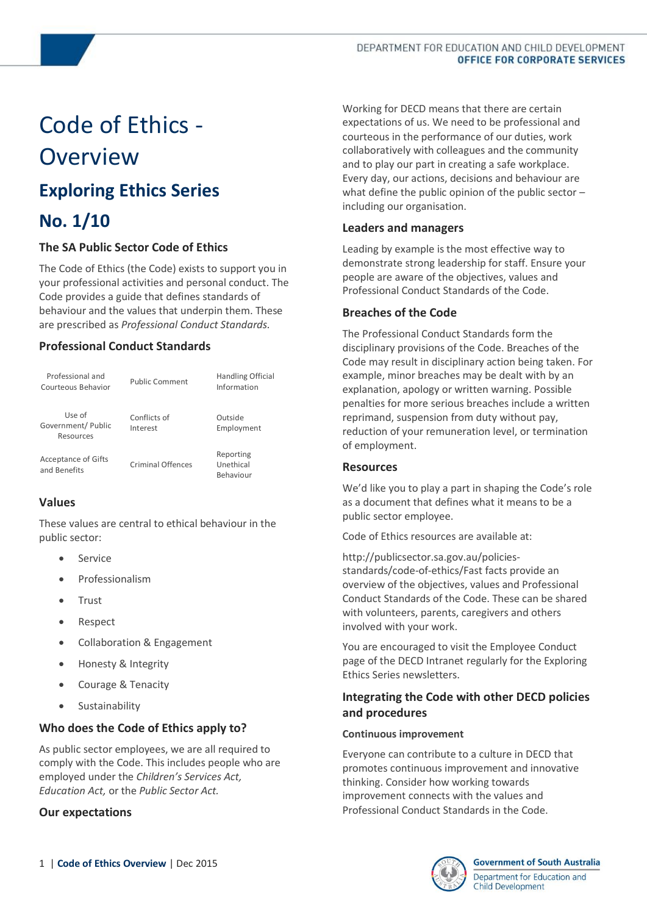# Code of Ethics - Overview

## Exploring Ethics Series

## No. 1/10

### The SA Public Sector Code of Ethics

The Code of Ethics (the Code) exists to support you in your professional activities and personal conduct. The Code provides a guide that defines standards of behaviour and the values that underpin them. These are prescribed as *Professional Conduct Standards.*

### Professional Conduct Standards

| | | |
|---|---|---|
| Professional and Courteous Behavior | Public Comment | Handling Official Information |
| Use of Government/ Public Resources | Conflicts of Interest | Outside Employment |
| Acceptance of Gifts and Benefits | Criminal Offences | Reporting Unethical Behaviour |

### Values

These values are central to ethical behaviour in the public sector:

- Service
- Professionalism
- Trust
- Respect
- Collaboration & Engagement
- Honesty & Integrity
- Courage & Tenacity
- Sustainability

### Who does the Code of Ethics apply to?

As public sector employees, we are all required to comply with the Code. This includes people who are employed under the *Children's Services Act, Education Act,* or the *Public Sector Act.*

### Our expectations

Working for DECD means that there are certain expectations of us. We need to be professional and courteous in the performance of our duties, work collaboratively with colleagues and the community and to play our part in creating a safe workplace. Every day, our actions, decisions and behaviour are what define the public opinion of the public sector – including our organisation.

### Leaders and managers

Leading by example is the most effective way to demonstrate strong leadership for staff. Ensure your people are aware of the objectives, values and Professional Conduct Standards of the Code.

### Breaches of the Code

The Professional Conduct Standards form the disciplinary provisions of the Code. Breaches of the Code may result in disciplinary action being taken. For example, minor breaches may be dealt with by an explanation, apology or written warning. Possible penalties for more serious breaches include a written reprimand, suspension from duty without pay, reduction of your remuneration level, or termination of employment.

### Resources

We'd like you to play a part in shaping the Code's role as a document that defines what it means to be a public sector employee.

Code of Ethics resources are available at:

http://publicsector.sa.gov.au/policies-standards/code-of-ethics/Fast facts provide an overview of the objectives, values and Professional Conduct Standards of the Code. These can be shared with volunteers, parents, caregivers and others involved with your work.

You are encouraged to visit the Employee Conduct page of the DECD Intranet regularly for the Exploring Ethics Series newsletters.

### Integrating the Code with other DECD policies and procedures

#### Continuous improvement

Everyone can contribute to a culture in DECD that promotes continuous improvement and innovative thinking. Consider how working towards improvement connects with the values and Professional Conduct Standards in the Code.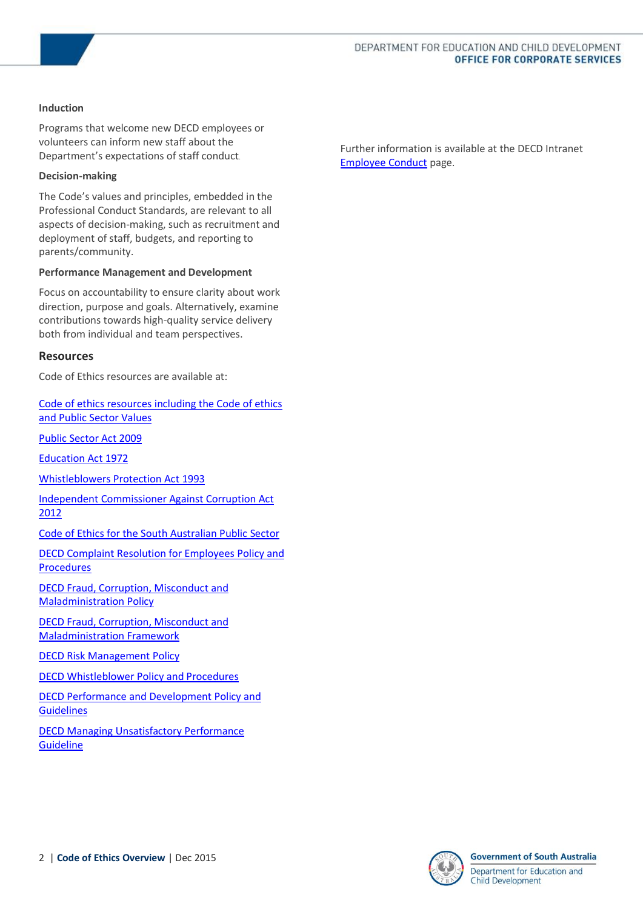**Induction**

Programs that welcome new DECD employees or volunteers can inform new staff about the Department's expectations of staff conduct.

**Decision-making**

The Code's values and principles, embedded in the Professional Conduct Standards, are relevant to all aspects of decision-making, such as recruitment and deployment of staff, budgets, and reporting to parents/community.

**Performance Management and Development**

Focus on accountability to ensure clarity about work direction, purpose and goals. Alternatively, examine contributions towards high-quality service delivery both from individual and team perspectives.

## Resources

Code of Ethics resources are available at:

Code of ethics resources including the Code of ethics and Public Sector Values

Public Sector Act 2009

Education Act 1972

Whistleblowers Protection Act 1993

Independent Commissioner Against Corruption Act 2012

Code of Ethics for the South Australian Public Sector

DECD Complaint Resolution for Employees Policy and Procedures

DECD Fraud, Corruption, Misconduct and Maladministration Policy

DECD Fraud, Corruption, Misconduct and Maladministration Framework

DECD Risk Management Policy

DECD Whistleblower Policy and Procedures

DECD Performance and Development Policy and Guidelines

DECD Managing Unsatisfactory Performance Guideline

Further information is available at the DECD Intranet Employee Conduct page.